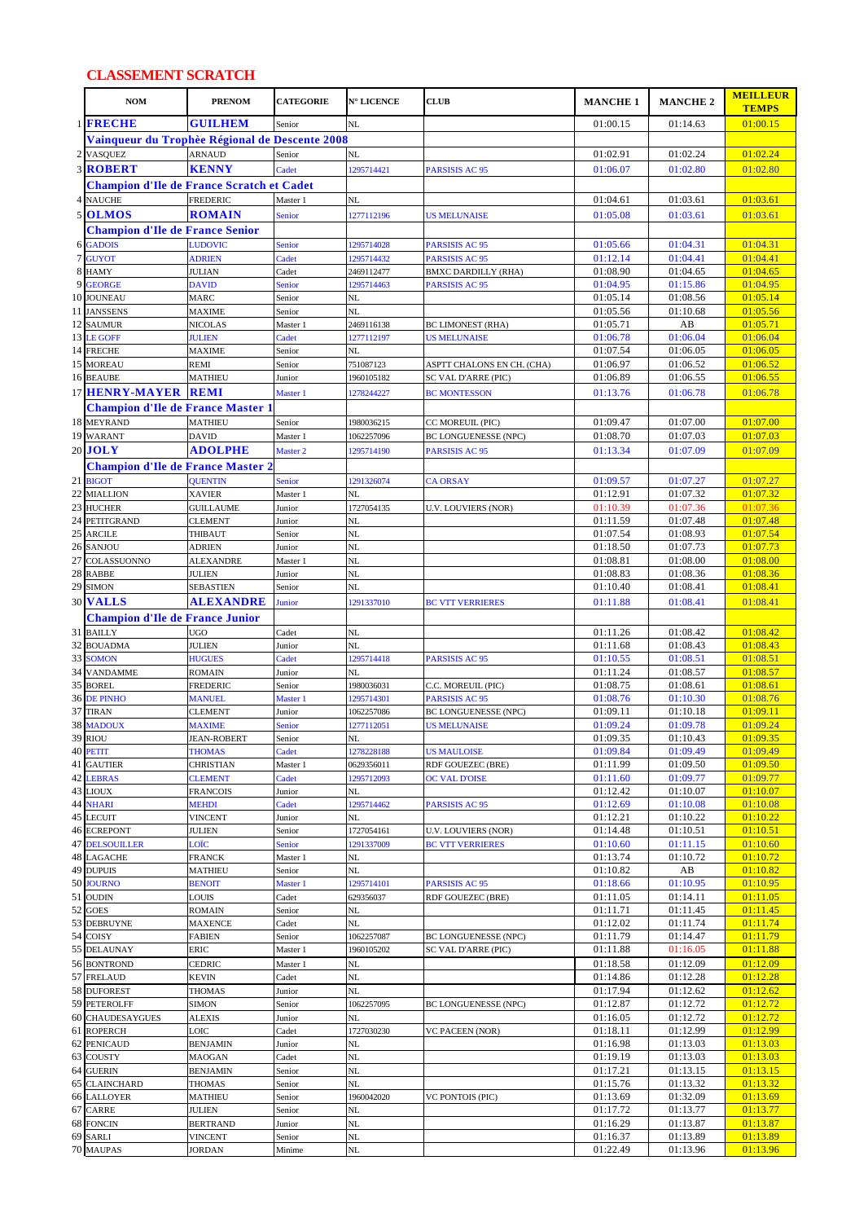## CLASSEMENT SCRATCH

| | NOM | PRENOM | CATEGORIE | N° LICENCE | CLUB | MANCHE 1 | MANCHE 2 | MEILLEUR TEMPS |
|---|---|---|---|---|---|---|---|---|
| 1 | **FRECHE** | **GUILHEM** | Senior | NL | | 01:00.15 | 01:14.63 | 01:00.15 |
| | **Vainqueur du Trophée Régional de Descente 2008** | | | | | | | |
| 2 | VASQUEZ | ARNAUD | Senior | NL | | 01:02.91 | 01:02.24 | 01:02.24 |
| 3 | **ROBERT** | **KENNY** | Cadet | 1295714421 | PARSISIS AC 95 | 01:06.07 | 01:02.80 | 01:02.80 |
| | **Champion d'Ile de France Scratch et Cadet** | | | | | | | |
| 4 | NAUCHE | FREDERIC | Master 1 | NL | | 01:04.61 | 01:03.61 | 01:03.61 |
| 5 | **OLMOS** | **ROMAIN** | Senior | 1277112196 | US MELUNAISE | 01:05.08 | 01:03.61 | 01:03.61 |
| | **Champion d'Ile de France Senior** | | | | | | | |
| 6 | GADOIS | LUDOVIC | Senior | 1295714028 | PARSISIS AC 95 | 01:05.66 | 01:04.31 | 01:04.31 |
| 7 | GUYOT | ADRIEN | Cadet | 1295714432 | PARSISIS AC 95 | 01:12.14 | 01:04.41 | 01:04.41 |
| 8 | HAMY | JULIAN | Cadet | 2469112477 | BMXC DARDILLY (RHA) | 01:08.90 | 01:04.65 | 01:04.65 |
| 9 | GEORGE | DAVID | Senior | 1295714463 | PARSISIS AC 95 | 01:04.95 | 01:15.86 | 01:04.95 |
| 10 | JOUNEAU | MARC | Senior | NL | | 01:05.14 | 01:08.56 | 01:05.14 |
| 11 | JANSSENS | MAXIME | Senior | NL | | 01:05.56 | 01:10.68 | 01:05.56 |
| 12 | SAUMUR | NICOLAS | Master 1 | 2469116138 | BC LIMONEST (RHA) | 01:05.71 | AB | 01:05.71 |
| 13 | LE GOFF | JULIEN | Cadet | 1277112197 | US MELUNAISE | 01:06.78 | 01:06.04 | 01:06.04 |
| 14 | FRECHE | MAXIME | Senior | NL | | 01:07.54 | 01:06.05 | 01:06.05 |
| 15 | MOREAU | REMI | Senior | 751087123 | ASPTT CHALONS EN CH. (CHA) | 01:06.97 | 01:06.52 | 01:06.52 |
| 16 | BEAUBE | MATHIEU | Junior | 1960105182 | SC VAL D'ARRE (PIC) | 01:06.89 | 01:06.55 | 01:06.55 |
| 17 | **HENRY-MAYER** | **REMI** | Master 1 | 1278244227 | BC MONTESSON | 01:13.76 | 01:06.78 | 01:06.78 |
| | **Champion d'Ile de France Master 1** | | | | | | | |
| 18 | MEYRAND | MATHIEU | Senior | 1980036215 | CC MOREUIL (PIC) | 01:09.47 | 01:07.00 | 01:07.00 |
| 19 | WARANT | DAVID | Master 1 | 1062257096 | BC LONGUENESSE (NPC) | 01:08.70 | 01:07.03 | 01:07.03 |
| 20 | **JOLY** | **ADOLPHE** | Master 2 | 1295714190 | PARSISIS AC 95 | 01:13.34 | 01:07.09 | 01:07.09 |
| | **Champion d'Ile de France Master 2** | | | | | | | |
| 21 | BIGOT | QUENTIN | Senior | 1291326074 | CA ORSAY | 01:09.57 | 01:07.27 | 01:07.27 |
| 22 | MIALLION | XAVIER | Master 1 | NL | | 01:12.91 | 01:07.32 | 01:07.32 |
| 23 | HUCHER | GUILLAUME | Junior | 1727054135 | U.V. LOUVIERS (NOR) | 01:10.39 | 01:07.36 | 01:07.36 |
| 24 | PETITGRAND | CLEMENT | Junior | NL | | 01:11.59 | 01:07.48 | 01:07.48 |
| 25 | ARCILE | THIBAUT | Senior | NL | | 01:07.54 | 01:08.93 | 01:07.54 |
| 26 | SANJOU | ADRIEN | Junior | NL | | 01:18.50 | 01:07.73 | 01:07.73 |
| 27 | COLASSUONNO | ALEXANDRE | Master 1 | NL | | 01:08.81 | 01:08.00 | 01:08.00 |
| 28 | RABBE | JULIEN | Junior | NL | | 01:08.83 | 01:08.36 | 01:08.36 |
| 29 | SIMON | SEBASTIEN | Senior | NL | | 01:10.40 | 01:08.41 | 01:08.41 |
| 30 | **VALLS** | **ALEXANDRE** | Junior | 1291337010 | BC VTT VERRIERES | 01:11.88 | 01:08.41 | 01:08.41 |
| | **Champion d'Ile de France Junior** | | | | | | | |
| 31 | BAILLY | UGO | Cadet | NL | | 01:11.26 | 01:08.42 | 01:08.42 |
| 32 | BOUADMA | JULIEN | Junior | NL | | 01:11.68 | 01:08.43 | 01:08.43 |
| 33 | SOMON | HUGUES | Cadet | 1295714418 | PARSISIS AC 95 | 01:10.55 | 01:08.51 | 01:08.51 |
| 34 | VANDAMME | ROMAIN | Junior | NL | | 01:11.24 | 01:08.57 | 01:08.57 |
| 35 | BOREL | FREDERIC | Senior | 1980036031 | C.C. MOREUIL (PIC) | 01:08.75 | 01:08.61 | 01:08.61 |
| 36 | DE PINHO | MANUEL | Master 1 | 1295714301 | PARSISIS AC 95 | 01:08.76 | 01:10.30 | 01:08.76 |
| 37 | TIRAN | CLEMENT | Junior | 1062257086 | BC LONGUENESSE (NPC) | 01:09.11 | 01:10.18 | 01:09.11 |
| 38 | MADOUX | MAXIME | Senior | 1277112051 | US MELUNAISE | 01:09.24 | 01:09.78 | 01:09.24 |
| 39 | RIOU | JEAN-ROBERT | Senior | NL | | 01:09.35 | 01:10.43 | 01:09.35 |
| 40 | PETIT | THOMAS | Cadet | 1278228188 | US MAULOISE | 01:09.84 | 01:09.49 | 01:09.49 |
| 41 | GAUTIER | CHRISTIAN | Master 1 | 0629356011 | RDF GOUEZEC (BRE) | 01:11.99 | 01:09.50 | 01:09.50 |
| 42 | LEBRAS | CLEMENT | Cadet | 1295712093 | OC VAL D'OISE | 01:11.60 | 01:09.77 | 01:09.77 |
| 43 | LIOUX | FRANCOIS | Junior | NL | | 01:12.42 | 01:10.07 | 01:10.07 |
| 44 | NHARI | MEHDI | Cadet | 1295714462 | PARSISIS AC 95 | 01:12.69 | 01:10.08 | 01:10.08 |
| 45 | LECUIT | VINCENT | Junior | NL | | 01:12.21 | 01:10.22 | 01:10.22 |
| 46 | ECREPONT | JULIEN | Senior | 1727054161 | U.V. LOUVIERS (NOR) | 01:14.48 | 01:10.51 | 01:10.51 |
| 47 | DELSOUILLER | LOÏC | Senior | 1291337009 | BC VTT VERRIERES | 01:10.60 | 01:11.15 | 01:10.60 |
| 48 | LAGACHE | FRANCK | Master 1 | NL | | 01:13.74 | 01:10.72 | 01:10.72 |
| 49 | DUPUIS | MATHIEU | Senior | NL | | 01:10.82 | AB | 01:10.82 |
| 50 | JOURNO | BENOIT | Master 1 | 1295714101 | PARSISIS AC 95 | 01:18.66 | 01:10.95 | 01:10.95 |
| 51 | OUDIN | LOUIS | Cadet | 629356037 | RDF GOUEZEC (BRE) | 01:11.05 | 01:14.11 | 01:11.05 |
| 52 | GOES | ROMAIN | Senior | NL | | 01:11.71 | 01:11.45 | 01:11.45 |
| 53 | DEBRUYNE | MAXENCE | Cadet | NL | | 01:12.02 | 01:11.74 | 01:11.74 |
| 54 | COISY | FABIEN | Senior | 1062257087 | BC LONGUENESSE (NPC) | 01:11.79 | 01:14.47 | 01:11.79 |
| 55 | DELAUNAY | ERIC | Master 1 | 1960105202 | SC VAL D'ARRE (PIC) | 01:11.88 | 01:16.05 | 01:11.88 |
| 56 | BONTROND | CEDRIC | Master 1 | NL | | 01:18.58 | 01:12.09 | 01:12.09 |
| 57 | FRELAUD | KEVIN | Cadet | NL | | 01:14.86 | 01:12.28 | 01:12.28 |
| 58 | DUFOREST | THOMAS | Junior | NL | | 01:17.94 | 01:12.62 | 01:12.62 |
| 59 | PETEROLFF | SIMON | Senior | 1062257095 | BC LONGUENESSE (NPC) | 01:12.87 | 01:12.72 | 01:12.72 |
| 60 | CHAUDESAYGUES | ALEXIS | Junior | NL | | 01:16.05 | 01:12.72 | 01:12.72 |
| 61 | ROPERCH | LOIC | Cadet | 1727030230 | VC PACEEN (NOR) | 01:18.11 | 01:12.99 | 01:12.99 |
| 62 | PENICAUD | BENJAMIN | Junior | NL | | 01:16.98 | 01:13.03 | 01:13.03 |
| 63 | COUSTY | MAOGAN | Cadet | NL | | 01:19.19 | 01:13.03 | 01:13.03 |
| 64 | GUERIN | BENJAMIN | Senior | NL | | 01:17.21 | 01:13.15 | 01:13.15 |
| 65 | CLAINCHARD | THOMAS | Senior | NL | | 01:15.76 | 01:13.32 | 01:13.32 |
| 66 | LALLOYER | MATHIEU | Senior | 1960042020 | VC PONTOIS (PIC) | 01:13.69 | 01:32.09 | 01:13.69 |
| 67 | CARRE | JULIEN | Senior | NL | | 01:17.72 | 01:13.77 | 01:13.77 |
| 68 | FONCIN | BERTRAND | Junior | NL | | 01:16.29 | 01:13.87 | 01:13.87 |
| 69 | SARLI | VINCENT | Senior | NL | | 01:16.37 | 01:13.89 | 01:13.89 |
| 70 | MAUPAS | JORDAN | Minime | NL | | 01:22.49 | 01:13.96 | 01:13.96 |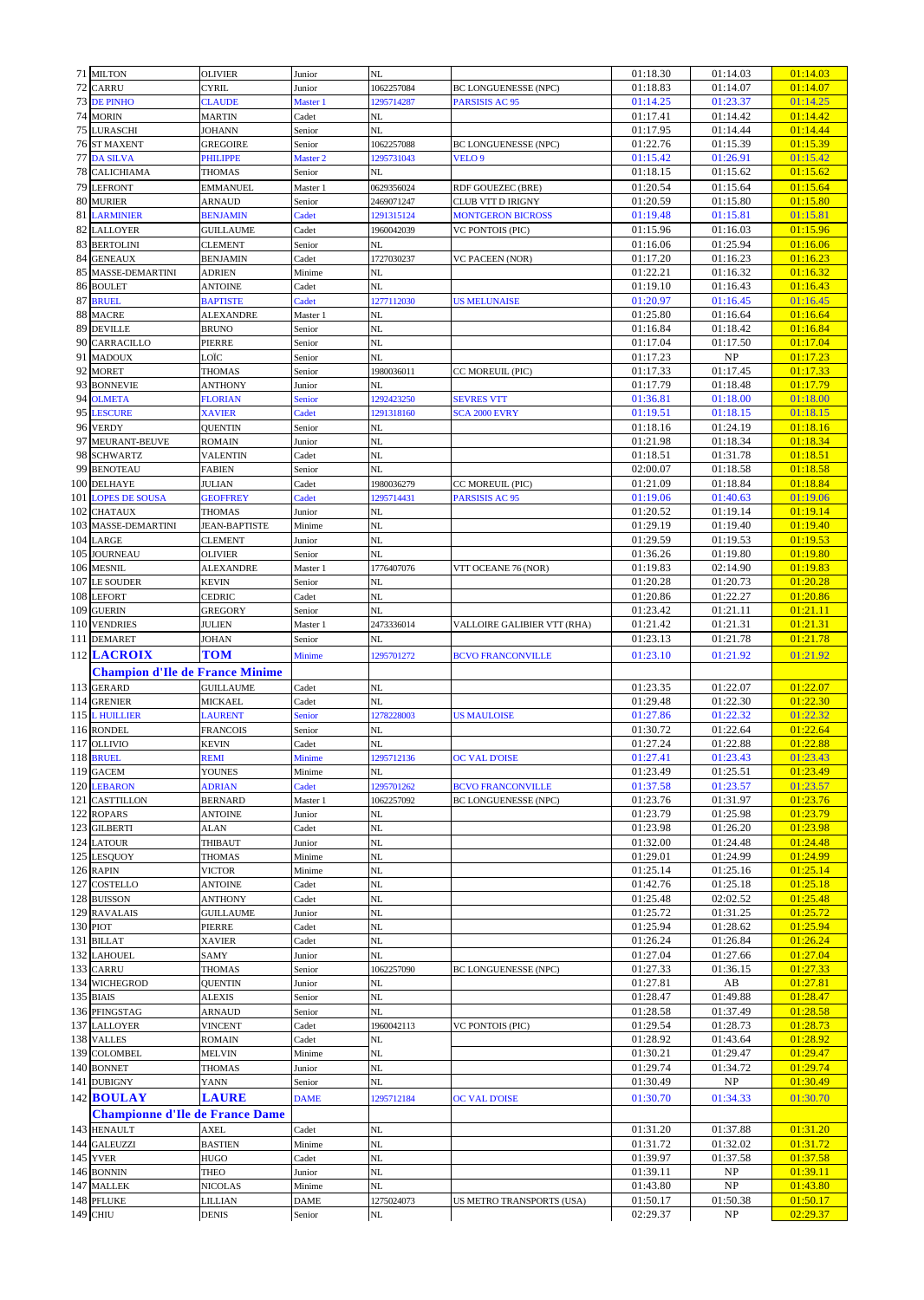| | | | | | | | | |
|---|---|---|---|---|---|---|---|---|
| 71 | MILTON | OLIVIER | Junior | NL | | 01:18.30 | 01:14.03 | 01:14.03 |
| 72 | CARRU | CYRIL | Junior | 1062257084 | BC LONGUENESSE (NPC) | 01:18.83 | 01:14.07 | 01:14.07 |
| 73 | DE PINHO | CLAUDE | Master 1 | 1295714287 | PARSISIS AC 95 | 01:14.25 | 01:23.37 | 01:14.25 |
| 74 | MORIN | MARTIN | Cadet | NL | | 01:17.41 | 01:14.42 | 01:14.42 |
| 75 | LURASCHI | JOHANN | Senior | NL | | 01:17.95 | 01:14.44 | 01:14.44 |
| 76 | ST MAXENT | GREGOIRE | Senior | 1062257088 | BC LONGUENESSE (NPC) | 01:22.76 | 01:15.39 | 01:15.39 |
| 77 | DA SILVA | PHILIPPE | Master 2 | 1295731043 | VELO 9 | 01:15.42 | 01:26.91 | 01:15.42 |
| 78 | CALICHIAMA | THOMAS | Senior | NL | | 01:18.15 | 01:15.62 | 01:15.62 |
| 79 | LEFRONT | EMMANUEL | Master 1 | 0629356024 | RDF GOUEZEC (BRE) | 01:20.54 | 01:15.64 | 01:15.64 |
| 80 | MURIER | ARNAUD | Senior | 2469071247 | CLUB VTT D IRIGNY | 01:20.59 | 01:15.80 | 01:15.80 |
| 81 | LARMINIER | BENJAMIN | Cadet | 1291315124 | MONTGERON BICROSS | 01:19.48 | 01:15.81 | 01:15.81 |
| 82 | LALLOYER | GUILLAUME | Cadet | 1960042039 | VC PONTOIS (PIC) | 01:15.96 | 01:16.03 | 01:15.96 |
| 83 | BERTOLINI | CLEMENT | Senior | NL | | 01:16.06 | 01:25.94 | 01:16.06 |
| 84 | GENEAUX | BENJAMIN | Cadet | 1727030237 | VC PACEEN (NOR) | 01:17.20 | 01:16.23 | 01:16.23 |
| 85 | MASSE-DEMARTINI | ADRIEN | Minime | NL | | 01:22.21 | 01:16.32 | 01:16.32 |
| 86 | BOULET | ANTOINE | Cadet | NL | | 01:19.10 | 01:16.43 | 01:16.43 |
| 87 | BRUEL | BAPTISTE | Cadet | 1277112030 | US MELUNAISE | 01:20.97 | 01:16.45 | 01:16.45 |
| 88 | MACRE | ALEXANDRE | Master 1 | NL | | 01:25.80 | 01:16.64 | 01:16.64 |
| 89 | DEVILLE | BRUNO | Senior | NL | | 01:16.84 | 01:18.42 | 01:16.84 |
| 90 | CARRACILLO | PIERRE | Senior | NL | | 01:17.04 | 01:17.50 | 01:17.04 |
| 91 | MADOUX | LOÏC | Senior | NL | | 01:17.23 | NP | 01:17.23 |
| 92 | MORET | THOMAS | Senior | 1980036011 | CC MOREUIL (PIC) | 01:17.33 | 01:17.45 | 01:17.33 |
| 93 | BONNEVIE | ANTHONY | Junior | NL | | 01:17.79 | 01:18.48 | 01:17.79 |
| 94 | OLMETA | FLORIAN | Senior | 1292423250 | SEVRES VTT | 01:36.81 | 01:18.00 | 01:18.00 |
| 95 | LESCURE | XAVIER | Cadet | 1291318160 | SCA 2000 EVRY | 01:19.51 | 01:18.15 | 01:18.15 |
| 96 | VERDY | QUENTIN | Senior | NL | | 01:18.16 | 01:24.19 | 01:18.16 |
| 97 | MEURANT-BEUVE | ROMAIN | Junior | NL | | 01:21.98 | 01:18.34 | 01:18.34 |
| 98 | SCHWARTZ | VALENTIN | Cadet | NL | | 01:18.51 | 01:31.78 | 01:18.51 |
| 99 | BENOTEAU | FABIEN | Senior | NL | | 02:00.07 | 01:18.58 | 01:18.58 |
| 100 | DELHAYE | JULIAN | Cadet | 1980036279 | CC MOREUIL (PIC) | 01:21.09 | 01:18.84 | 01:18.84 |
| 101 | LOPES DE SOUSA | GEOFFREY | Cadet | 1295714431 | PARSISIS AC 95 | 01:19.06 | 01:40.63 | 01:19.06 |
| 102 | CHATAUX | THOMAS | Junior | NL | | 01:20.52 | 01:19.14 | 01:19.14 |
| 103 | MASSE-DEMARTINI | JEAN-BAPTISTE | Minime | NL | | 01:29.19 | 01:19.40 | 01:19.40 |
| 104 | LARGE | CLEMENT | Junior | NL | | 01:29.59 | 01:19.53 | 01:19.53 |
| 105 | JOURNEAU | OLIVIER | Senior | NL | | 01:36.26 | 01:19.80 | 01:19.80 |
| 106 | MESNIL | ALEXANDRE | Master 1 | 1776407076 | VTT OCEANE 76 (NOR) | 01:19.83 | 02:14.90 | 01:19.83 |
| 107 | LE SOUDER | KEVIN | Senior | NL | | 01:20.28 | 01:20.73 | 01:20.28 |
| 108 | LEFORT | CEDRIC | Cadet | NL | | 01:20.86 | 01:22.27 | 01:20.86 |
| 109 | GUERIN | GREGORY | Senior | NL | | 01:23.42 | 01:21.11 | 01:21.11 |
| 110 | VENDRIES | JULIEN | Master 1 | 2473336014 | VALLOIRE GALIBIER VTT (RHA) | 01:21.42 | 01:21.31 | 01:21.31 |
| 111 | DEMARET | JOHAN | Senior | NL | | 01:23.13 | 01:21.78 | 01:21.78 |
| 112 | **LACROIX** | **TOM** | Minime | 1295701272 | BCVO FRANCONVILLE | 01:23.10 | 01:21.92 | 01:21.92 |
| | **Champion d'Ile de France Minime** | | | | | | | |
| 113 | GERARD | GUILLAUME | Cadet | NL | | 01:23.35 | 01:22.07 | 01:22.07 |
| 114 | GRENIER | MICKAEL | Cadet | NL | | 01:29.48 | 01:22.30 | 01:22.30 |
| 115 | L HUILLIER | LAURENT | Senior | 1278228003 | US MAULOISE | 01:27.86 | 01:22.32 | 01:22.32 |
| 116 | RONDEL | FRANCOIS | Senior | NL | | 01:30.72 | 01:22.64 | 01:22.64 |
| 117 | OLLIVIO | KEVIN | Cadet | NL | | 01:27.24 | 01:22.88 | 01:22.88 |
| 118 | BRUEL | REMI | Minime | 1295712136 | OC VAL D'OISE | 01:27.41 | 01:23.43 | 01:23.43 |
| 119 | GACEM | YOUNES | Minime | NL | | 01:23.49 | 01:25.51 | 01:23.49 |
| 120 | LEBARON | ADRIAN | Cadet | 1295701262 | BCVO FRANCONVILLE | 01:37.58 | 01:23.57 | 01:23.57 |
| 121 | CASTTILLON | BERNARD | Master 1 | 1062257092 | BC LONGUENESSE (NPC) | 01:23.76 | 01:31.97 | 01:23.76 |
| 122 | ROPARS | ANTOINE | Junior | NL | | 01:23.79 | 01:25.98 | 01:23.79 |
| 123 | GILBERTI | ALAN | Cadet | NL | | 01:23.98 | 01:26.20 | 01:23.98 |
| 124 | LATOUR | THIBAUT | Junior | NL | | 01:32.00 | 01:24.48 | 01:24.48 |
| 125 | LESQUOY | THOMAS | Minime | NL | | 01:29.01 | 01:24.99 | 01:24.99 |
| 126 | RAPIN | VICTOR | Minime | NL | | 01:25.14 | 01:25.16 | 01:25.14 |
| 127 | COSTELLO | ANTOINE | Cadet | NL | | 01:42.76 | 01:25.18 | 01:25.18 |
| 128 | BUISSON | ANTHONY | Cadet | NL | | 01:25.48 | 02:02.52 | 01:25.48 |
| 129 | RAVALAIS | GUILLAUME | Junior | NL | | 01:25.72 | 01:31.25 | 01:25.72 |
| 130 | PIOT | PIERRE | Cadet | NL | | 01:25.94 | 01:28.62 | 01:25.94 |
| 131 | BILLAT | XAVIER | Cadet | NL | | 01:26.24 | 01:26.84 | 01:26.24 |
| 132 | LAHOUEL | SAMY | Junior | NL | | 01:27.04 | 01:27.66 | 01:27.04 |
| 133 | CARRU | THOMAS | Senior | 1062257090 | BC LONGUENESSE (NPC) | 01:27.33 | 01:36.15 | 01:27.33 |
| 134 | WICHEGROD | QUENTIN | Junior | NL | | 01:27.81 | AB | 01:27.81 |
| 135 | BIAIS | ALEXIS | Senior | NL | | 01:28.47 | 01:49.88 | 01:28.47 |
| 136 | PFINGSTAG | ARNAUD | Senior | NL | | 01:28.58 | 01:37.49 | 01:28.58 |
| 137 | LALLOYER | VINCENT | Cadet | 1960042113 | VC PONTOIS (PIC) | 01:29.54 | 01:28.73 | 01:28.73 |
| 138 | VALLES | ROMAIN | Cadet | NL | | 01:28.92 | 01:43.64 | 01:28.92 |
| 139 | COLOMBEL | MELVIN | Minime | NL | | 01:30.21 | 01:29.47 | 01:29.47 |
| 140 | BONNET | THOMAS | Junior | NL | | 01:29.74 | 01:34.72 | 01:29.74 |
| 141 | DUBIGNY | YANN | Senior | NL | | 01:30.49 | NP | 01:30.49 |
| 142 | **BOULAY** | **LAURE** | DAME | 1295712184 | OC VAL D'OISE | 01:30.70 | 01:34.33 | 01:30.70 |
| | **Championne d'Ile de France Dame** | | | | | | | |
| 143 | HENAULT | AXEL | Cadet | NL | | 01:31.20 | 01:37.88 | 01:31.20 |
| 144 | GALEUZZI | BASTIEN | Minime | NL | | 01:31.72 | 01:32.02 | 01:31.72 |
| 145 | YVER | HUGO | Cadet | NL | | 01:39.97 | 01:37.58 | 01:37.58 |
| 146 | BONNIN | THEO | Junior | NL | | 01:39.11 | NP | 01:39.11 |
| 147 | MALLEK | NICOLAS | Minime | NL | | 01:43.80 | NP | 01:43.80 |
| 148 | PFLUKE | LILLIAN | DAME | 1275024073 | US METRO TRANSPORTS (USA) | 01:50.17 | 01:50.38 | 01:50.17 |
| 149 | CHIU | DENIS | Senior | NL | | 02:29.37 | NP | 02:29.37 |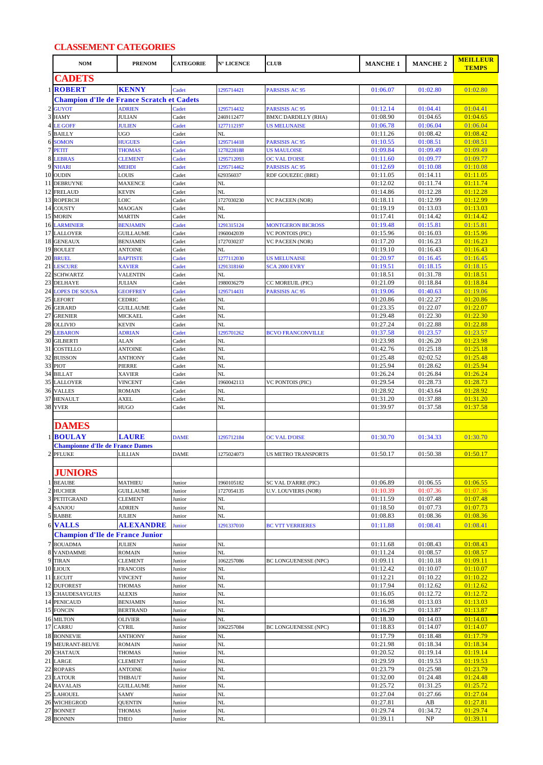## CLASSEMENT CATEGORIES

| | NOM | PRENOM | CATEGORIE | N° LICENCE | CLUB | MANCHE 1 | MANCHE 2 | MEILLEUR TEMPS |
|---|---|---|---|---|---|---|---|---|
| | **CADETS** | | | | | | | |
| 1 | **ROBERT** | **KENNY** | Cadet | 1295714421 | PARSISIS AC 95 | 01:06.07 | 01:02.80 | 01:02.80 |
| | **Champion d'Ile de France Scratch et Cadets** | | | | | | | |
| 2 | GUYOT | ADRIEN | Cadet | 1295714432 | PARSISIS AC 95 | 01:12.14 | 01:04.41 | 01:04.41 |
| 3 | HAMY | JULIAN | Cadet | 2469112477 | BMXC DARDILLY (RHA) | 01:08.90 | 01:04.65 | 01:04.65 |
| 4 | LE GOFF | JULIEN | Cadet | 1277112197 | US MELUNAISE | 01:06.78 | 01:06.04 | 01:06.04 |
| 5 | BAILLY | UGO | Cadet | NL | | 01:11.26 | 01:08.42 | 01:08.42 |
| 6 | SOMON | HUGUES | Cadet | 1295714418 | PARSISIS AC 95 | 01:10.55 | 01:08.51 | 01:08.51 |
| 7 | PETIT | THOMAS | Cadet | 1278228188 | US MAULOISE | 01:09.84 | 01:09.49 | 01:09.49 |
| 8 | LEBRAS | CLEMENT | Cadet | 1295712093 | OC VAL D'OISE | 01:11.60 | 01:09.77 | 01:09.77 |
| 9 | NHARI | MEHDI | Cadet | 1295714462 | PARSISIS AC 95 | 01:12.69 | 01:10.08 | 01:10.08 |
| 10 | OUDIN | LOUIS | Cadet | 629356037 | RDF GOUEZEC (BRE) | 01:11.05 | 01:14.11 | 01:11.05 |
| 11 | DEBRUYNE | MAXENCE | Cadet | NL | | 01:12.02 | 01:11.74 | 01:11.74 |
| 12 | FRELAUD | KEVIN | Cadet | NL | | 01:14.86 | 01:12.28 | 01:12.28 |
| 13 | ROPERCH | LOIC | Cadet | 1727030230 | VC PACEEN (NOR) | 01:18.11 | 01:12.99 | 01:12.99 |
| 14 | COUSTY | MAOGAN | Cadet | NL | | 01:19.19 | 01:13.03 | 01:13.03 |
| 15 | MORIN | MARTIN | Cadet | NL | | 01:17.41 | 01:14.42 | 01:14.42 |
| 16 | LARMINIER | BENJAMIN | Cadet | 1291315124 | MONTGERON BICROSS | 01:19.48 | 01:15.81 | 01:15.81 |
| 17 | LALLOYER | GUILLAUME | Cadet | 1960042039 | VC PONTOIS (PIC) | 01:15.96 | 01:16.03 | 01:15.96 |
| 18 | GENEAUX | BENJAMIN | Cadet | 1727030237 | VC PACEEN (NOR) | 01:17.20 | 01:16.23 | 01:16.23 |
| 19 | BOULET | ANTOINE | Cadet | NL | | 01:19.10 | 01:16.43 | 01:16.43 |
| 20 | BRUEL | BAPTISTE | Cadet | 1277112030 | US MELUNAISE | 01:20.97 | 01:16.45 | 01:16.45 |
| 21 | LESCURE | XAVIER | Cadet | 1291318160 | SCA 2000 EVRY | 01:19.51 | 01:18.15 | 01:18.15 |
| 22 | SCHWARTZ | VALENTIN | Cadet | NL | | 01:18.51 | 01:31.78 | 01:18.51 |
| 23 | DELHAYE | JULIAN | Cadet | 1980036279 | CC MOREUIL (PIC) | 01:21.09 | 01:18.84 | 01:18.84 |
| 24 | LOPES DE SOUSA | GEOFFREY | Cadet | 1295714431 | PARSISIS AC 95 | 01:19.06 | 01:40.63 | 01:19.06 |
| 25 | LEFORT | CEDRIC | Cadet | NL | | 01:20.86 | 01:22.27 | 01:20.86 |
| 26 | GERARD | GUILLAUME | Cadet | NL | | 01:23.35 | 01:22.07 | 01:22.07 |
| 27 | GRENIER | MICKAEL | Cadet | NL | | 01:29.48 | 01:22.30 | 01:22.30 |
| 28 | OLLIVIO | KEVIN | Cadet | NL | | 01:27.24 | 01:22.88 | 01:22.88 |
| 29 | LEBARON | ADRIAN | Cadet | 1295701262 | BCVO FRANCONVILLE | 01:37.58 | 01:23.57 | 01:23.57 |
| 30 | GILBERTI | ALAN | Cadet | NL | | 01:23.98 | 01:26.20 | 01:23.98 |
| 31 | COSTELLO | ANTOINE | Cadet | NL | | 01:42.76 | 01:25.18 | 01:25.18 |
| 32 | BUISSON | ANTHONY | Cadet | NL | | 01:25.48 | 02:02.52 | 01:25.48 |
| 33 | PIOT | PIERRE | Cadet | NL | | 01:25.94 | 01:28.62 | 01:25.94 |
| 34 | BILLAT | XAVIER | Cadet | NL | | 01:26.24 | 01:26.84 | 01:26.24 |
| 35 | LALLOYER | VINCENT | Cadet | 1960042113 | VC PONTOIS (PIC) | 01:29.54 | 01:28.73 | 01:28.73 |
| 36 | VALLES | ROMAIN | Cadet | NL | | 01:28.92 | 01:43.64 | 01:28.92 |
| 37 | HENAULT | AXEL | Cadet | NL | | 01:31.20 | 01:37.88 | 01:31.20 |
| 38 | YVER | HUGO | Cadet | NL | | 01:39.97 | 01:37.58 | 01:37.58 |
| | **DAMES** | | | | | | | |
| 1 | **BOULAY** | **LAURE** | DAME | 1295712184 | OC VAL D'OISE | 01:30.70 | 01:34.33 | 01:30.70 |
| | **Championne d'Ile de France Dames** | | | | | | | |
| 2 | PFLUKE | LILLIAN | DAME | 1275024073 | US METRO TRANSPORTS | 01:50.17 | 01:50.38 | 01:50.17 |
| | **JUNIORS** | | | | | | | |
| 1 | BEAUBE | MATHIEU | Junior | 1960105182 | SC VAL D'ARRE (PIC) | 01:06.89 | 01:06.55 | 01:06.55 |
| 2 | HUCHER | GUILLAUME | Junior | 1727054135 | U.V. LOUVIERS (NOR) | 01:10.39 | 01:07.36 | 01:07.36 |
| 3 | PETITGRAND | CLEMENT | Junior | NL | | 01:11.59 | 01:07.48 | 01:07.48 |
| 4 | SANJOU | ADRIEN | Junior | NL | | 01:18.50 | 01:07.73 | 01:07.73 |
| 5 | RABBE | JULIEN | Junior | NL | | 01:08.83 | 01:08.36 | 01:08.36 |
| 6 | **VALLS** | **ALEXANDRE** | Junior | 1291337010 | BC VTT VERRIERES | 01:11.88 | 01:08.41 | 01:08.41 |
| | **Champion d'Ile de France Junior** | | | | | | | |
| 7 | BOUADMA | JULIEN | Junior | NL | | 01:11.68 | 01:08.43 | 01:08.43 |
| 8 | VANDAMME | ROMAIN | Junior | NL | | 01:11.24 | 01:08.57 | 01:08.57 |
| 9 | TIRAN | CLEMENT | Junior | 1062257086 | BC LONGUENESSE (NPC) | 01:09.11 | 01:10.18 | 01:09.11 |
| 10 | LIOUX | FRANCOIS | Junior | NL | | 01:12.42 | 01:10.07 | 01:10.07 |
| 11 | LECUIT | VINCENT | Junior | NL | | 01:12.21 | 01:10.22 | 01:10.22 |
| 12 | DUFOREST | THOMAS | Junior | NL | | 01:17.94 | 01:12.62 | 01:12.62 |
| 13 | CHAUDESAYGUES | ALEXIS | Junior | NL | | 01:16.05 | 01:12.72 | 01:12.72 |
| 14 | PENICAUD | BENJAMIN | Junior | NL | | 01:16.98 | 01:13.03 | 01:13.03 |
| 15 | FONCIN | BERTRAND | Junior | NL | | 01:16.29 | 01:13.87 | 01:13.87 |
| 16 | MILTON | OLIVIER | Junior | NL | | 01:18.30 | 01:14.03 | 01:14.03 |
| 17 | CARRU | CYRIL | Junior | 1062257084 | BC LONGUENESSE (NPC) | 01:18.83 | 01:14.07 | 01:14.07 |
| 18 | BONNEVIE | ANTHONY | Junior | NL | | 01:17.79 | 01:18.48 | 01:17.79 |
| 19 | MEURANT-BEUVE | ROMAIN | Junior | NL | | 01:21.98 | 01:18.34 | 01:18.34 |
| 20 | CHATAUX | THOMAS | Junior | NL | | 01:20.52 | 01:19.14 | 01:19.14 |
| 21 | LARGE | CLEMENT | Junior | NL | | 01:29.59 | 01:19.53 | 01:19.53 |
| 22 | ROPARS | ANTOINE | Junior | NL | | 01:23.79 | 01:25.98 | 01:23.79 |
| 23 | LATOUR | THIBAUT | Junior | NL | | 01:32.00 | 01:24.48 | 01:24.48 |
| 24 | RAVALAIS | GUILLAUME | Junior | NL | | 01:25.72 | 01:31.25 | 01:25.72 |
| 25 | LAHOUEL | SAMY | Junior | NL | | 01:27.04 | 01:27.66 | 01:27.04 |
| 26 | WICHEGROD | QUENTIN | Junior | NL | | 01:27.81 | AB | 01:27.81 |
| 27 | BONNET | THOMAS | Junior | NL | | 01:29.74 | 01:34.72 | 01:29.74 |
| 28 | BONNIN | THEO | Junior | NL | | 01:39.11 | NP | 01:39.11 |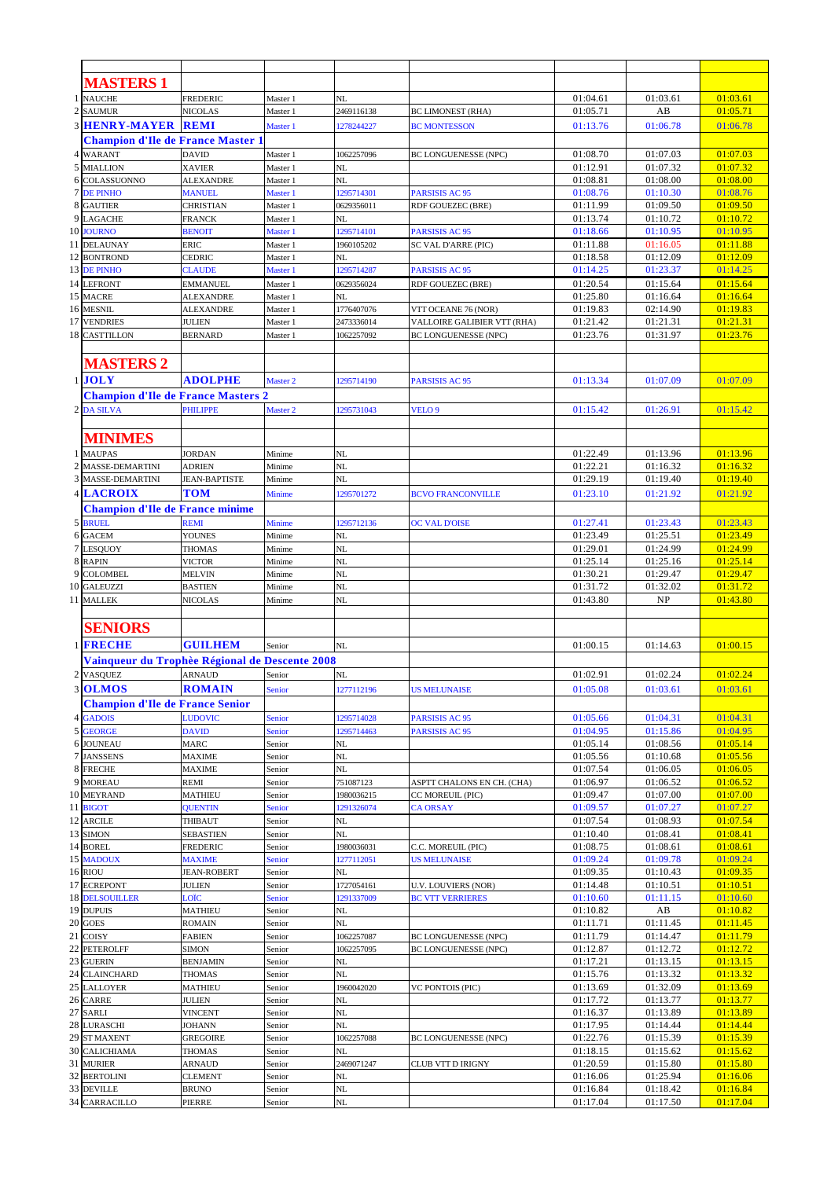| | | | | | | | | |
|---|---|---|---|---|---|---|---|---|
| | **MASTERS 1** | | | | | | | |
| 1 | NAUCHE | FREDERIC | Master 1 | NL | | 01:04.61 | 01:03.61 | 01:03.61 |
| 2 | SAUMUR | NICOLAS | Master 1 | 2469116138 | BC LIMONEST (RHA) | 01:05.71 | AB | 01:05.71 |
| 3 | **HENRY-MAYER** | **REMI** | Master 1 | 1278244227 | BC MONTESSON | 01:13.76 | 01:06.78 | 01:06.78 |
| | **Champion d'Ile de France Master 1** | | | | | | | |
| 4 | WARANT | DAVID | Master 1 | 1062257096 | BC LONGUENESSE (NPC) | 01:08.70 | 01:07.03 | 01:07.03 |
| 5 | MIALLION | XAVIER | Master 1 | NL | | 01:12.91 | 01:07.32 | 01:07.32 |
| 6 | COLASSUONNO | ALEXANDRE | Master 1 | NL | | 01:08.81 | 01:08.00 | 01:08.00 |
| 7 | DE PINHO | MANUEL | Master 1 | 1295714301 | PARSISIS AC 95 | 01:08.76 | 01:10.30 | 01:08.76 |
| 8 | GAUTIER | CHRISTIAN | Master 1 | 0629356011 | RDF GOUEZEC (BRE) | 01:11.99 | 01:09.50 | 01:09.50 |
| 9 | LAGACHE | FRANCK | Master 1 | NL | | 01:13.74 | 01:10.72 | 01:10.72 |
| 10 | JOURNO | BENOIT | Master 1 | 1295714101 | PARSISIS AC 95 | 01:18.66 | 01:10.95 | 01:10.95 |
| 11 | DELAUNAY | ERIC | Master 1 | 1960105202 | SC VAL D'ARRE (PIC) | 01:11.88 | 01:16.05 | 01:11.88 |
| 12 | BONTROND | CEDRIC | Master 1 | NL | | 01:18.58 | 01:12.09 | 01:12.09 |
| 13 | DE PINHO | CLAUDE | Master 1 | 1295714287 | PARSISIS AC 95 | 01:14.25 | 01:23.37 | 01:14.25 |
| 14 | LEFRONT | EMMANUEL | Master 1 | 0629356024 | RDF GOUEZEC (BRE) | 01:20.54 | 01:15.64 | 01:15.64 |
| 15 | MACRE | ALEXANDRE | Master 1 | NL | | 01:25.80 | 01:16.64 | 01:16.64 |
| 16 | MESNIL | ALEXANDRE | Master 1 | 1776407076 | VTT OCEANE 76 (NOR) | 01:19.83 | 02:14.90 | 01:19.83 |
| 17 | VENDRIES | JULIEN | Master 1 | 2473336014 | VALLOIRE GALIBIER VTT (RHA) | 01:21.42 | 01:21.31 | 01:21.31 |
| 18 | CASTTILLON | BERNARD | Master 1 | 1062257092 | BC LONGUENESSE (NPC) | 01:23.76 | 01:31.97 | 01:23.76 |
| | **MASTERS 2** | | | | | | | |
| 1 | **JOLY** | **ADOLPHE** | Master 2 | 1295714190 | PARSISIS AC 95 | 01:13.34 | 01:07.09 | 01:07.09 |
| | **Champion d'Ile de France Masters 2** | | | | | | | |
| 2 | DA SILVA | PHILIPPE | Master 2 | 1295731043 | VELO 9 | 01:15.42 | 01:26.91 | 01:15.42 |
| | **MINIMES** | | | | | | | |
| 1 | MAUPAS | JORDAN | Minime | NL | | 01:22.49 | 01:13.96 | 01:13.96 |
| 2 | MASSE-DEMARTINI | ADRIEN | Minime | NL | | 01:22.21 | 01:16.32 | 01:16.32 |
| 3 | MASSE-DEMARTINI | JEAN-BAPTISTE | Minime | NL | | 01:29.19 | 01:19.40 | 01:19.40 |
| 4 | **LACROIX** | **TOM** | Minime | 1295701272 | BCVO FRANCONVILLE | 01:23.10 | 01:21.92 | 01:21.92 |
| | **Champion d'Ile de France minime** | | | | | | | |
| 5 | BRUEL | REMI | Minime | 1295712136 | OC VAL D'OISE | 01:27.41 | 01:23.43 | 01:23.43 |
| 6 | GACEM | YOUNES | Minime | NL | | 01:23.49 | 01:25.51 | 01:23.49 |
| 7 | LESQUOY | THOMAS | Minime | NL | | 01:29.01 | 01:24.99 | 01:24.99 |
| 8 | RAPIN | VICTOR | Minime | NL | | 01:25.14 | 01:25.16 | 01:25.14 |
| 9 | COLOMBEL | MELVIN | Minime | NL | | 01:30.21 | 01:29.47 | 01:29.47 |
| 10 | GALEUZZI | BASTIEN | Minime | NL | | 01:31.72 | 01:32.02 | 01:31.72 |
| 11 | MALLEK | NICOLAS | Minime | NL | | 01:43.80 | NP | 01:43.80 |
| | **SENIORS** | | | | | | | |
| 1 | **FRECHE** | **GUILHEM** | Senior | NL | | 01:00.15 | 01:14.63 | 01:00.15 |
| | **Vainqueur du Trophèe Régional de Descente 2008** | | | | | | | |
| 2 | VASQUEZ | ARNAUD | Senior | NL | | 01:02.91 | 01:02.24 | 01:02.24 |
| 3 | **OLMOS** | **ROMAIN** | Senior | 1277112196 | US MELUNAISE | 01:05.08 | 01:03.61 | 01:03.61 |
| | **Champion d'Ile de France Senior** | | | | | | | |
| 4 | GADOIS | LUDOVIC | Senior | 1295714028 | PARSISIS AC 95 | 01:05.66 | 01:04.31 | 01:04.31 |
| 5 | GEORGE | DAVID | Senior | 1295714463 | PARSISIS AC 95 | 01:04.95 | 01:15.86 | 01:04.95 |
| 6 | JOUNEAU | MARC | Senior | NL | | 01:05.14 | 01:08.56 | 01:05.14 |
| 7 | JANSSENS | MAXIME | Senior | NL | | 01:05.56 | 01:10.68 | 01:05.56 |
| 8 | FRECHE | MAXIME | Senior | NL | | 01:07.54 | 01:06.05 | 01:06.05 |
| 9 | MOREAU | REMI | Senior | 751087123 | ASPTT CHALONS EN CH. (CHA) | 01:06.97 | 01:06.52 | 01:06.52 |
| 10 | MEYRAND | MATHIEU | Senior | 1980036215 | CC MOREUIL (PIC) | 01:09.47 | 01:07.00 | 01:07.00 |
| 11 | BIGOT | QUENTIN | Senior | 1291326074 | CA ORSAY | 01:09.57 | 01:07.27 | 01:07.27 |
| 12 | ARCILE | THIBAUT | Senior | NL | | 01:07.54 | 01:08.93 | 01:07.54 |
| 13 | SIMON | SEBASTIEN | Senior | NL | | 01:10.40 | 01:08.41 | 01:08.41 |
| 14 | BOREL | FREDERIC | Senior | 1980036031 | C.C. MOREUIL (PIC) | 01:08.75 | 01:08.61 | 01:08.61 |
| 15 | MADOUX | MAXIME | Senior | 1277112051 | US MELUNAISE | 01:09.24 | 01:09.78 | 01:09.24 |
| 16 | RIOU | JEAN-ROBERT | Senior | NL | | 01:09.35 | 01:10.43 | 01:09.35 |
| 17 | ECREPONT | JULIEN | Senior | 1727054161 | U.V. LOUVIERS (NOR) | 01:14.48 | 01:10.51 | 01:10.51 |
| 18 | DELSOUILLER | LOÏC | Senior | 1291337009 | BC VTT VERRIERES | 01:10.60 | 01:11.15 | 01:10.60 |
| 19 | DUPUIS | MATHIEU | Senior | NL | | 01:10.82 | AB | 01:10.82 |
| 20 | GOES | ROMAIN | Senior | NL | | 01:11.71 | 01:11.45 | 01:11.45 |
| 21 | COISY | FABIEN | Senior | 1062257087 | BC LONGUENESSE (NPC) | 01:11.79 | 01:14.47 | 01:11.79 |
| 22 | PETEROLFF | SIMON | Senior | 1062257095 | BC LONGUENESSE (NPC) | 01:12.87 | 01:12.72 | 01:12.72 |
| 23 | GUERIN | BENJAMIN | Senior | NL | | 01:17.21 | 01:13.15 | 01:13.15 |
| 24 | CLAINCHARD | THOMAS | Senior | NL | | 01:15.76 | 01:13.32 | 01:13.32 |
| 25 | LALLOYER | MATHIEU | Senior | 1960042020 | VC PONTOIS (PIC) | 01:13.69 | 01:32.09 | 01:13.69 |
| 26 | CARRE | JULIEN | Senior | NL | | 01:17.72 | 01:13.77 | 01:13.77 |
| 27 | SARLI | VINCENT | Senior | NL | | 01:16.37 | 01:13.89 | 01:13.89 |
| 28 | LURASCHI | JOHANN | Senior | NL | | 01:17.95 | 01:14.44 | 01:14.44 |
| 29 | ST MAXENT | GREGOIRE | Senior | 1062257088 | BC LONGUENESSE (NPC) | 01:22.76 | 01:15.39 | 01:15.39 |
| 30 | CALICHIAMA | THOMAS | Senior | NL | | 01:18.15 | 01:15.62 | 01:15.62 |
| 31 | MURIER | ARNAUD | Senior | 2469071247 | CLUB VTT D IRIGNY | 01:20.59 | 01:15.80 | 01:15.80 |
| 32 | BERTOLINI | CLEMENT | Senior | NL | | 01:16.06 | 01:25.94 | 01:16.06 |
| 33 | DEVILLE | BRUNO | Senior | NL | | 01:16.84 | 01:18.42 | 01:16.84 |
| 34 | CARRACILLO | PIERRE | Senior | NL | | 01:17.04 | 01:17.50 | 01:17.04 |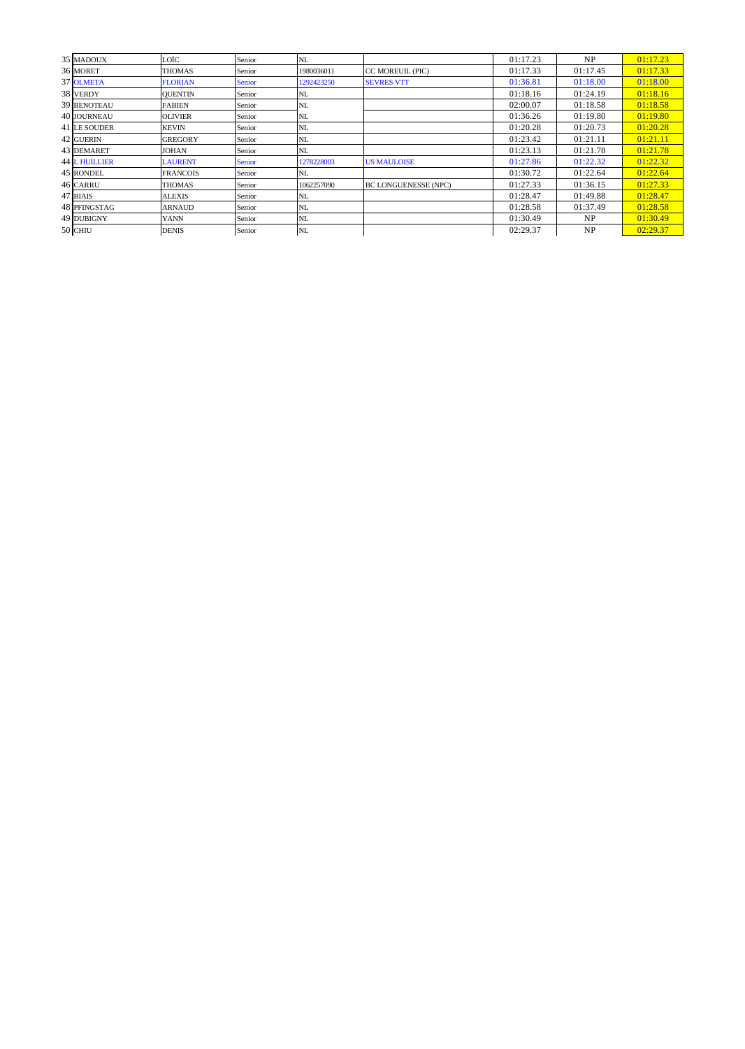| | | | | | | | | |
|---|---|---|---|---|---|---|---|---|
| 35 | MADOUX | LOÏC | Senior | NL | | 01:17.23 | NP | 01:17.23 |
| 36 | MORET | THOMAS | Senior | 1980036011 | CC MOREUIL (PIC) | 01:17.33 | 01:17.45 | 01:17.33 |
| 37 | OLMETA | FLORIAN | Senior | 1292423250 | SEVRES VTT | 01:36.81 | 01:18.00 | 01:18.00 |
| 38 | VERDY | QUENTIN | Senior | NL | | 01:18.16 | 01:24.19 | 01:18.16 |
| 39 | BENOTEAU | FABIEN | Senior | NL | | 02:00.07 | 01:18.58 | 01:18.58 |
| 40 | JOURNEAU | OLIVIER | Senior | NL | | 01:36.26 | 01:19.80 | 01:19.80 |
| 41 | LE SOUDER | KEVIN | Senior | NL | | 01:20.28 | 01:20.73 | 01:20.28 |
| 42 | GUERIN | GREGORY | Senior | NL | | 01:23.42 | 01:21.11 | 01:21.11 |
| 43 | DEMARET | JOHAN | Senior | NL | | 01:23.13 | 01:21.78 | 01:21.78 |
| 44 | L HUILLIER | LAURENT | Senior | 1278228003 | US MAULOISE | 01:27.86 | 01:22.32 | 01:22.32 |
| 45 | RONDEL | FRANCOIS | Senior | NL | | 01:30.72 | 01:22.64 | 01:22.64 |
| 46 | CARRU | THOMAS | Senior | 1062257090 | BC LONGUENESSE (NPC) | 01:27.33 | 01:36.15 | 01:27.33 |
| 47 | BIAIS | ALEXIS | Senior | NL | | 01:28.47 | 01:49.88 | 01:28.47 |
| 48 | PFINGSTAG | ARNAUD | Senior | NL | | 01:28.58 | 01:37.49 | 01:28.58 |
| 49 | DUBIGNY | YANN | Senior | NL | | 01:30.49 | NP | 01:30.49 |
| 50 | CHIU | DENIS | Senior | NL | | 02:29.37 | NP | 02:29.37 |